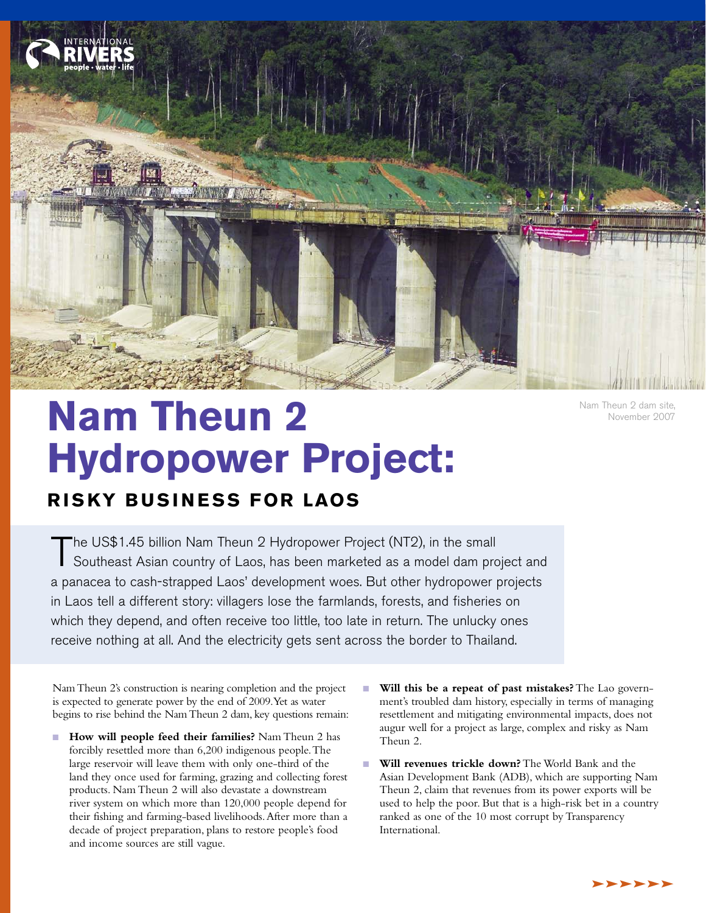Nam Theun 2 dam site, November 2007

# Nam Theun 2 Hydropower Project:

## RISKY BUSINESS FOR LAOS

The US$1.45 billion Nam Theun 2 Hydropower Project (NT2), in the small Southeast Asian country of Laos, has been marketed as a model dam project and a panacea to cash-strapped Laos' development woes. But other hydropower projects in Laos tell a different story: villagers lose the farmlands, forests, and fisheries on which they depend, and often receive too little, too late in return. The unlucky ones receive nothing at all. And the electricity gets sent across the border to Thailand.

Nam Theun 2's construction is nearing completion and the project is expected to generate power by the end of 2009. Yet as water begins to rise behind the Nam Theun 2 dam, key questions remain:

- **How will people feed their families?** Nam Theun 2 has forcibly resettled more than 6,200 indigenous people. The large reservoir will leave them with only one-third of the land they once used for farming, grazing and collecting forest products. Nam Theun 2 will also devastate a downstream river system on which more than 120,000 people depend for their fishing and farming-based livelihoods. After more than a decade of project preparation, plans to restore people's food and income sources are still vague.
- **Will this be a repeat of past mistakes?** The Lao government's troubled dam history, especially in terms of managing resettlement and mitigating environmental impacts, does not augur well for a project as large, complex and risky as Nam Theun 2.
- **Will revenues trickle down?** The World Bank and the Asian Development Bank (ADB), which are supporting Nam Theun 2, claim that revenues from its power exports will be used to help the poor. But that is a high-risk bet in a country ranked as one of the 10 most corrupt by Transparency International.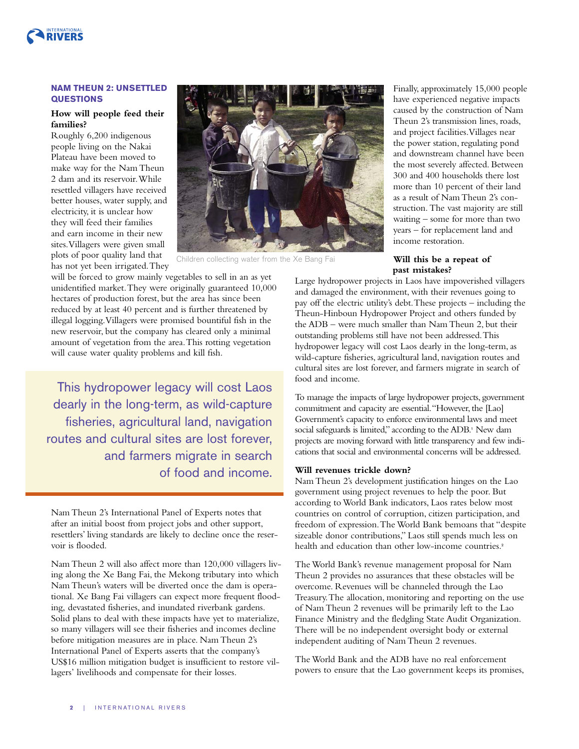## NAM THEUN 2: UNSETTLED QUESTIONS

### How will people feed their families?

Roughly 6,200 indigenous people living on the Nakai Plateau have been moved to make way for the Nam Theun 2 dam and its reservoir. While resettled villagers have received better houses, water supply, and electricity, it is unclear how they will feed their families and earn income in their new sites. Villagers were given small plots of poor quality land that has not yet been irrigated. They will be forced to grow mainly vegetables to sell in an as yet unidentified market. They were originally guaranteed 10,000 hectares of production forest, but the area has since been reduced by at least 40 percent and is further threatened by illegal logging. Villagers were promised bountiful fish in the new reservoir, but the company has cleared only a minimal amount of vegetation from the area. This rotting vegetation will cause water quality problems and kill fish.

Children collecting water from the Xe Bang Fai

> This hydropower legacy will cost Laos dearly in the long-term, as wild-capture fisheries, agricultural land, navigation routes and cultural sites are lost forever, and farmers migrate in search of food and income.

Nam Theun 2's International Panel of Experts notes that after an initial boost from project jobs and other support, resettlers' living standards are likely to decline once the reservoir is flooded.

Nam Theun 2 will also affect more than 120,000 villagers living along the Xe Bang Fai, the Mekong tributary into which Nam Theun's waters will be diverted once the dam is operational. Xe Bang Fai villagers can expect more frequent flooding, devastated fisheries, and inundated riverbank gardens. Solid plans to deal with these impacts have yet to materialize, so many villagers will see their fisheries and incomes decline before mitigation measures are in place. Nam Theun 2's International Panel of Experts asserts that the company's US$16 million mitigation budget is insufficient to restore villagers' livelihoods and compensate for their losses.

Finally, approximately 15,000 people have experienced negative impacts caused by the construction of Nam Theun 2's transmission lines, roads, and project facilities. Villages near the power station, regulating pond and downstream channel have been the most severely affected. Between 300 and 400 households there lost more than 10 percent of their land as a result of Nam Theun 2's construction. The vast majority are still waiting – some for more than two years – for replacement land and income restoration.

### Will this be a repeat of past mistakes?

Large hydropower projects in Laos have impoverished villagers and damaged the environment, with their revenues going to pay off the electric utility's debt. These projects – including the Theun-Hinboun Hydropower Project and others funded by the ADB – were much smaller than Nam Theun 2, but their outstanding problems still have not been addressed. This hydropower legacy will cost Laos dearly in the long-term, as wild-capture fisheries, agricultural land, navigation routes and cultural sites are lost forever, and farmers migrate in search of food and income.

To manage the impacts of large hydropower projects, government commitment and capacity are essential. "However, the [Lao] Government's capacity to enforce environmental laws and meet social safeguards is limited," according to the ADB.[1] New dam projects are moving forward with little transparency and few indications that social and environmental concerns will be addressed.

### Will revenues trickle down?

Nam Theun 2's development justification hinges on the Lao government using project revenues to help the poor. But according to World Bank indicators, Laos rates below most countries on control of corruption, citizen participation, and freedom of expression. The World Bank bemoans that "despite sizeable donor contributions," Laos still spends much less on health and education than other low-income countries.[2]

The World Bank's revenue management proposal for Nam Theun 2 provides no assurances that these obstacles will be overcome. Revenues will be channeled through the Lao Treasury. The allocation, monitoring and reporting on the use of Nam Theun 2 revenues will be primarily left to the Lao Finance Ministry and the fledgling State Audit Organization. There will be no independent oversight body or external independent auditing of Nam Theun 2 revenues.

The World Bank and the ADB have no real enforcement powers to ensure that the Lao government keeps its promises,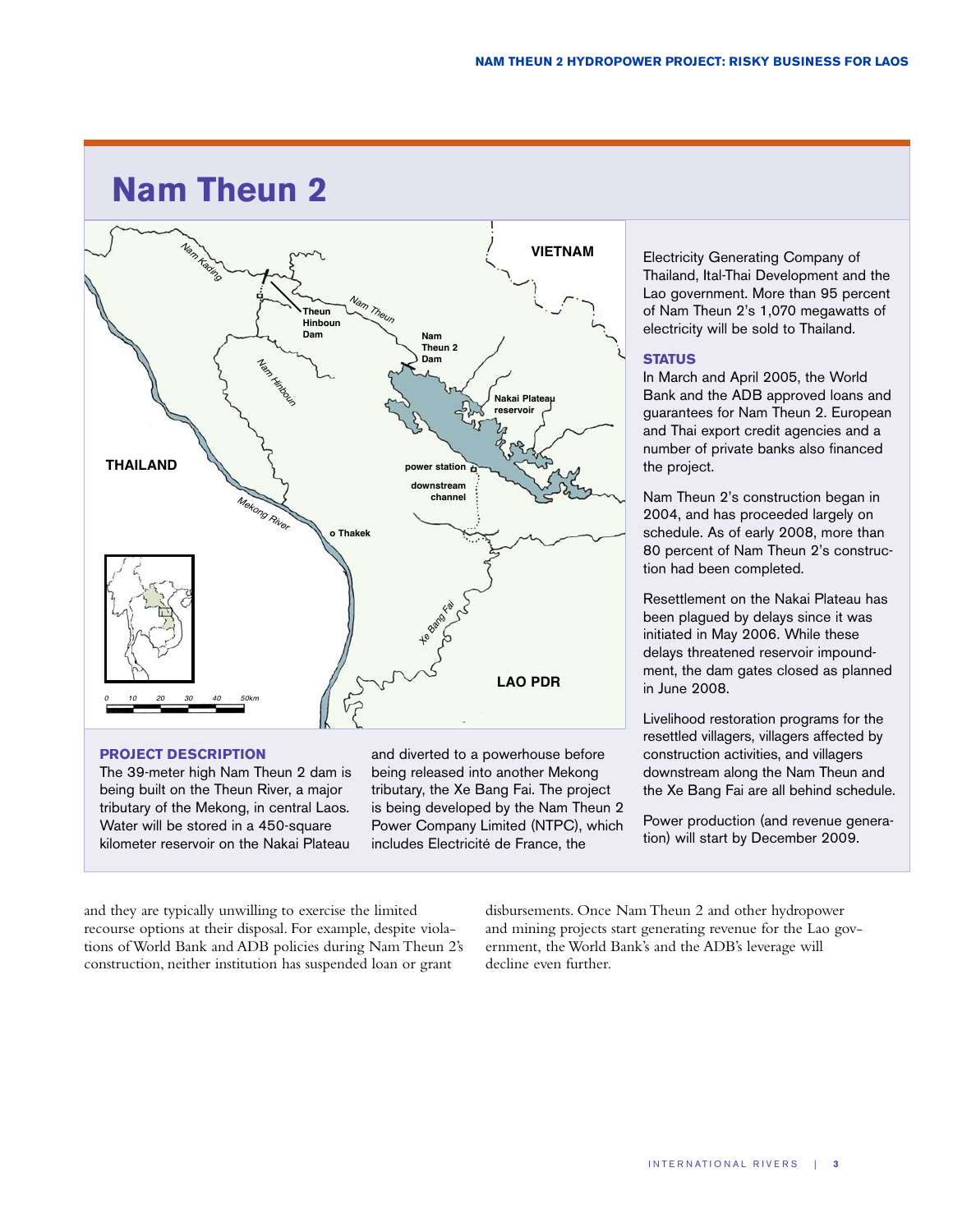## Nam Theun 2

### PROJECT DESCRIPTION

The 39-meter high Nam Theun 2 dam is being built on the Theun River, a major tributary of the Mekong, in central Laos. Water will be stored in a 450-square kilometer reservoir on the Nakai Plateau and diverted to a powerhouse before being released into another Mekong tributary, the Xe Bang Fai. The project is being developed by the Nam Theun 2 Power Company Limited (NTPC), which includes Electricité de France, the Electricity Generating Company of Thailand, Ital-Thai Development and the Lao government. More than 95 percent of Nam Theun 2's 1,070 megawatts of electricity will be sold to Thailand.

### STATUS

In March and April 2005, the World Bank and the ADB approved loans and guarantees for Nam Theun 2. European and Thai export credit agencies and a number of private banks also financed the project.

Nam Theun 2's construction began in 2004, and has proceeded largely on schedule. As of early 2008, more than 80 percent of Nam Theun 2's construction had been completed.

Resettlement on the Nakai Plateau has been plagued by delays since it was initiated in May 2006. While these delays threatened reservoir impoundment, the dam gates closed as planned in June 2008.

Livelihood restoration programs for the resettled villagers, villagers affected by construction activities, and villagers downstream along the Nam Theun and the Xe Bang Fai are all behind schedule.

Power production (and revenue generation) will start by December 2009.

---

and they are typically unwilling to exercise the limited recourse options at their disposal. For example, despite violations of World Bank and ADB policies during Nam Theun 2's construction, neither institution has suspended loan or grant disbursements. Once Nam Theun 2 and other hydropower and mining projects start generating revenue for the Lao government, the World Bank's and the ADB's leverage will decline even further.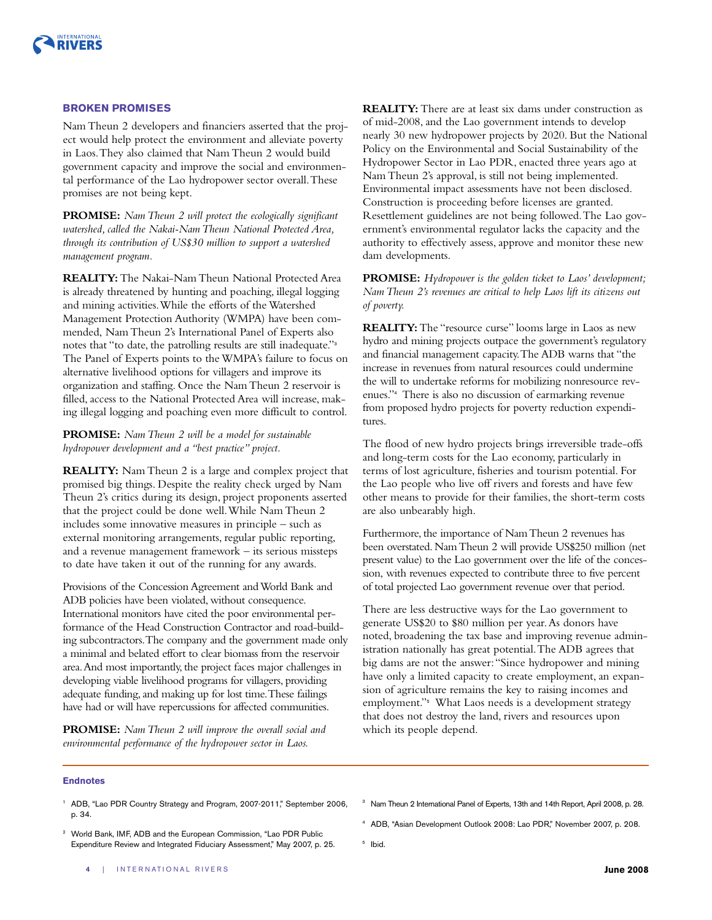## BROKEN PROMISES

Nam Theun 2 developers and financiers asserted that the project would help protect the environment and alleviate poverty in Laos. They also claimed that Nam Theun 2 would build government capacity and improve the social and environmental performance of the Lao hydropower sector overall. These promises are not being kept.

**PROMISE:** *Nam Theun 2 will protect the ecologically significant watershed, called the Nakai-Nam Theun National Protected Area, through its contribution of US$30 million to support a watershed management program.*

**REALITY:** The Nakai-Nam Theun National Protected Area is already threatened by hunting and poaching, illegal logging and mining activities. While the efforts of the Watershed Management Protection Authority (WMPA) have been commended, Nam Theun 2's International Panel of Experts also notes that "to date, the patrolling results are still inadequate."[3] The Panel of Experts points to the WMPA's failure to focus on alternative livelihood options for villagers and improve its organization and staffing. Once the Nam Theun 2 reservoir is filled, access to the National Protected Area will increase, making illegal logging and poaching even more difficult to control.

**PROMISE:** *Nam Theun 2 will be a model for sustainable hydropower development and a "best practice" project.*

**REALITY:** Nam Theun 2 is a large and complex project that promised big things. Despite the reality check urged by Nam Theun 2's critics during its design, project proponents asserted that the project could be done well. While Nam Theun 2 includes some innovative measures in principle – such as external monitoring arrangements, regular public reporting, and a revenue management framework – its serious missteps to date have taken it out of the running for any awards.

Provisions of the Concession Agreement and World Bank and ADB policies have been violated, without consequence. International monitors have cited the poor environmental performance of the Head Construction Contractor and road-building subcontractors. The company and the government made only a minimal and belated effort to clear biomass from the reservoir area. And most importantly, the project faces major challenges in developing viable livelihood programs for villagers, providing adequate funding, and making up for lost time. These failings have had or will have repercussions for affected communities.

**PROMISE:** *Nam Theun 2 will improve the overall social and environmental performance of the hydropower sector in Laos.*

**REALITY:** There are at least six dams under construction as of mid-2008, and the Lao government intends to develop nearly 30 new hydropower projects by 2020. But the National Policy on the Environmental and Social Sustainability of the Hydropower Sector in Lao PDR, enacted three years ago at Nam Theun 2's approval, is still not being implemented. Environmental impact assessments have not been disclosed. Construction is proceeding before licenses are granted. Resettlement guidelines are not being followed. The Lao government's environmental regulator lacks the capacity and the authority to effectively assess, approve and monitor these new dam developments.

**PROMISE:** *Hydropower is the golden ticket to Laos' development; Nam Theun 2's revenues are critical to help Laos lift its citizens out of poverty.*

**REALITY:** The "resource curse" looms large in Laos as new hydro and mining projects outpace the government's regulatory and financial management capacity. The ADB warns that "the increase in revenues from natural resources could undermine the will to undertake reforms for mobilizing nonresource revenues."[4] There is also no discussion of earmarking revenue from proposed hydro projects for poverty reduction expenditures.

The flood of new hydro projects brings irreversible trade-offs and long-term costs for the Lao economy, particularly in terms of lost agriculture, fisheries and tourism potential. For the Lao people who live off rivers and forests and have few other means to provide for their families, the short-term costs are also unbearably high.

Furthermore, the importance of Nam Theun 2 revenues has been overstated. Nam Theun 2 will provide US$250 million (net present value) to the Lao government over the life of the concession, with revenues expected to contribute three to five percent of total projected Lao government revenue over that period.

There are less destructive ways for the Lao government to generate US$20 to $80 million per year. As donors have noted, broadening the tax base and improving revenue administration nationally has great potential. The ADB agrees that big dams are not the answer: "Since hydropower and mining have only a limited capacity to create employment, an expansion of agriculture remains the key to raising incomes and employment."[5] What Laos needs is a development strategy that does not destroy the land, rivers and resources upon which its people depend.

---

### Endnotes

1. ADB, "Lao PDR Country Strategy and Program, 2007-2011," September 2006, p. 34.
2. World Bank, IMF, ADB and the European Commission, "Lao PDR Public Expenditure Review and Integrated Fiduciary Assessment," May 2007, p. 25.
3. Nam Theun 2 International Panel of Experts, 13th and 14th Report, April 2008, p. 28.
4. ADB, "Asian Development Outlook 2008: Lao PDR," November 2007, p. 208.
5. Ibid.